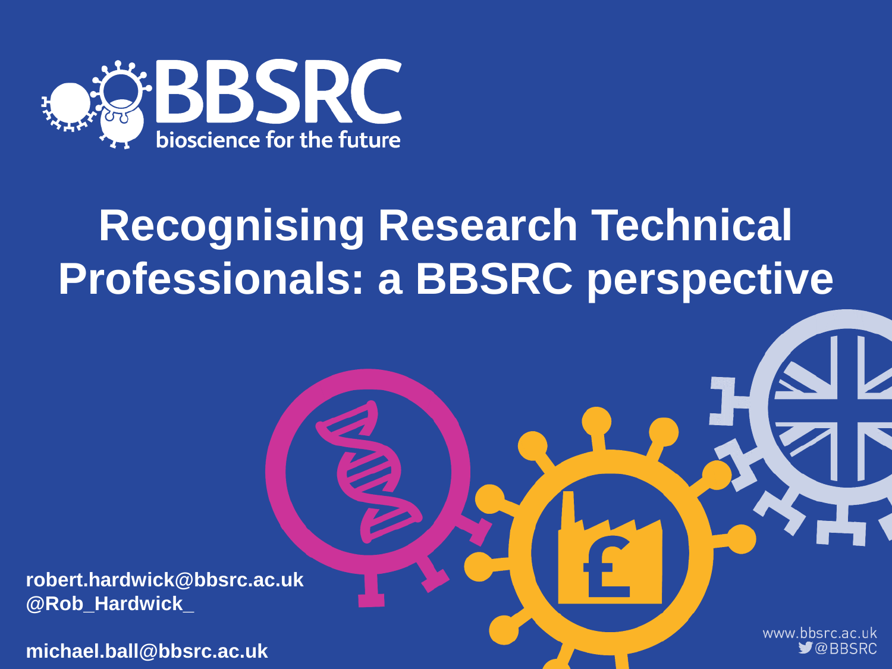BBSRC
bioscience for the future

# Recognising Research Technical Professionals: a BBSRC perspective

**robert.hardwick@bbsrc.ac.uk**
**@Rob_Hardwick_**

**michael.ball@bbsrc.ac.uk**

www.bbsrc.ac.uk
@BBSRC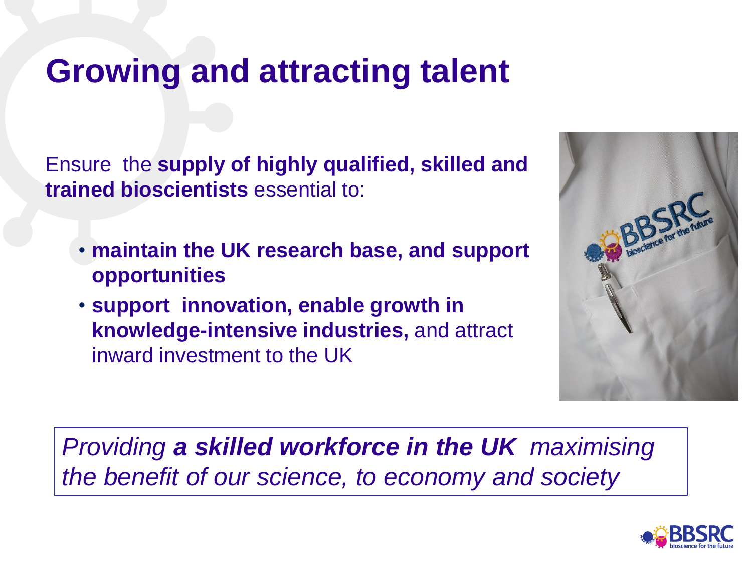# Growing and attracting talent

Ensure the **supply of highly qualified, skilled and trained bioscientists** essential to:

- **maintain the UK research base, and support opportunities**
- **support innovation, enable growth in knowledge-intensive industries,** and attract inward investment to the UK

*Providing* ***a skilled workforce in the UK*** *maximising the benefit of our science, to economy and society*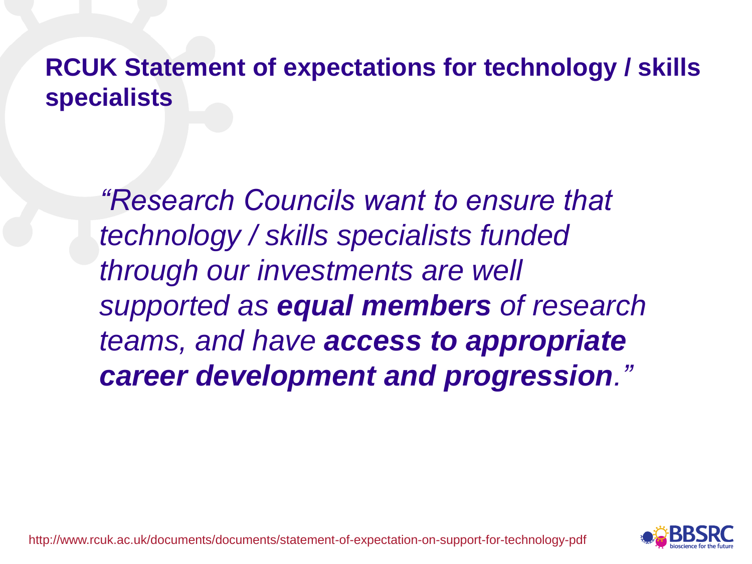## RCUK Statement of expectations for technology / skills specialists

*"Research Councils want to ensure that technology / skills specialists funded through our investments are well supported as* ***equal members*** *of research teams, and have* ***access to appropriate career development and progression****."*

http://www.rcuk.ac.uk/documents/documents/statement-of-expectation-on-support-for-technology-pdf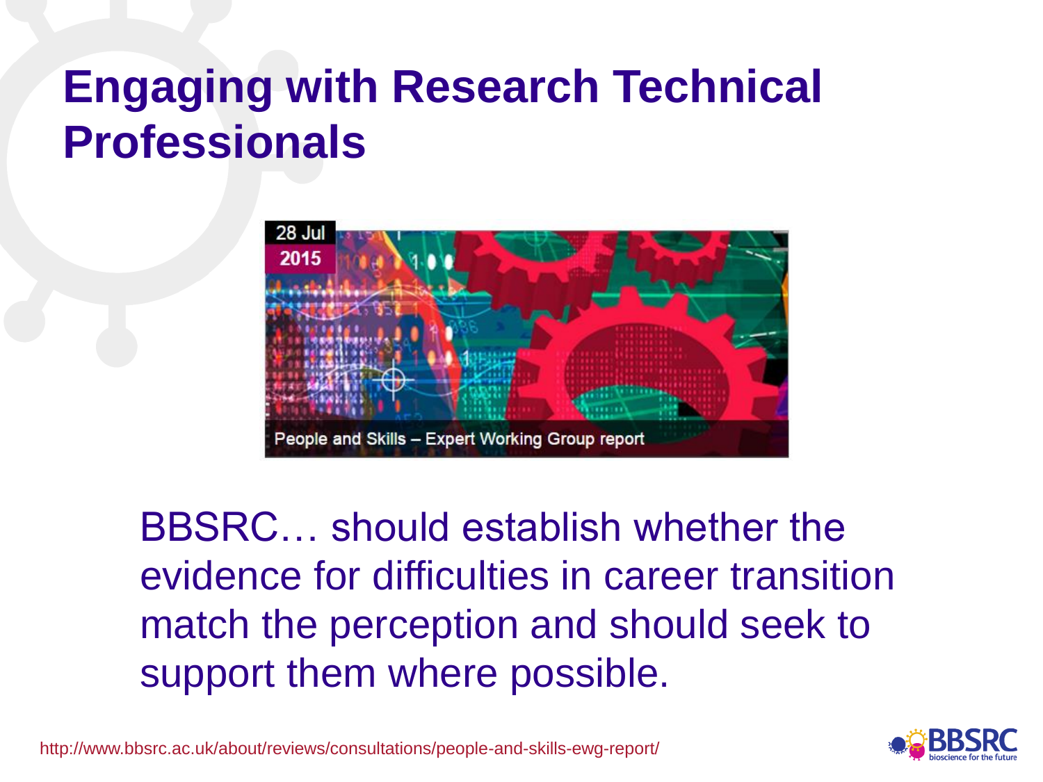# Engaging with Research Technical Professionals

28 Jul 2015

People and Skills – Expert Working Group report

BBSRC… should establish whether the evidence for difficulties in career transition match the perception and should seek to support them where possible.

http://www.bbsrc.ac.uk/about/reviews/consultations/people-and-skills-ewg-report/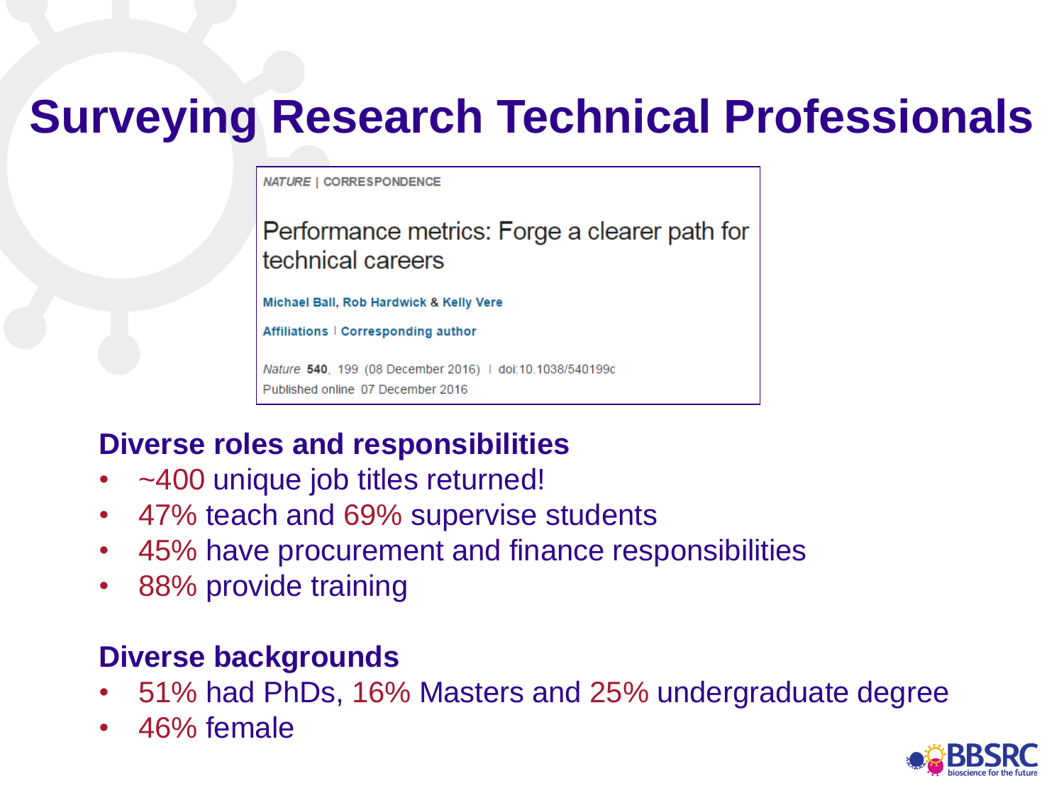# Surveying Research Technical Professionals

*NATURE* | CORRESPONDENCE

Performance metrics: Forge a clearer path for technical careers

Michael Ball, Rob Hardwick & Kelly Vere

Affiliations | Corresponding author

*Nature* **540**, 199 (08 December 2016) | doi:10.1038/540199c
Published online 07 December 2016

## Diverse roles and responsibilities

- ~400 unique job titles returned!
- 47% teach and 69% supervise students
- 45% have procurement and finance responsibilities
- 88% provide training

## Diverse backgrounds

- 51% had PhDs, 16% Masters and 25% undergraduate degree
- 46% female

BBSRC bioscience for the future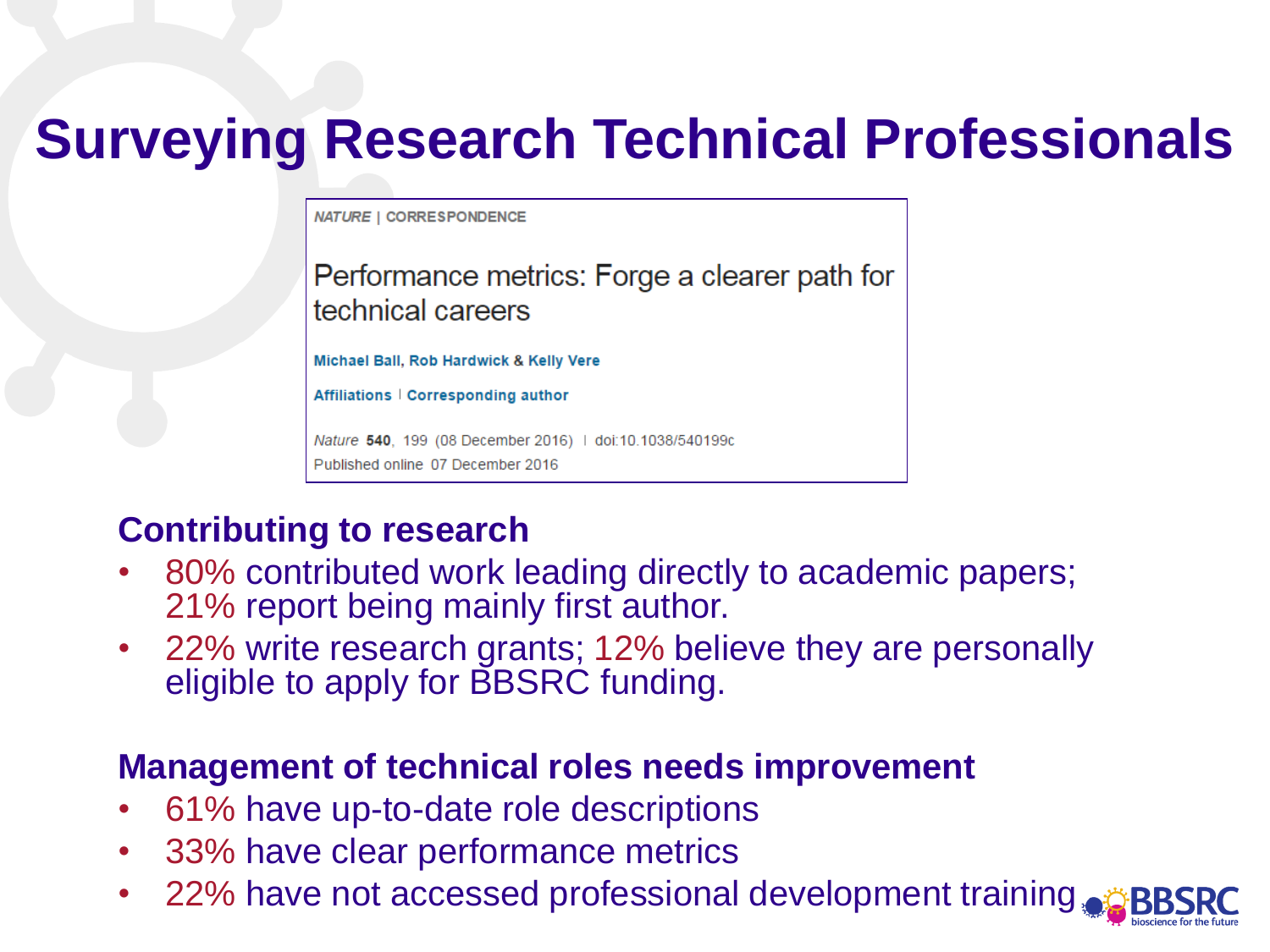# Surveying Research Technical Professionals

*NATURE* | CORRESPONDENCE

Performance metrics: Forge a clearer path for technical careers

Michael Ball, Rob Hardwick & Kelly Vere

Affiliations | Corresponding author

*Nature* **540**, 199 (08 December 2016) | doi:10.1038/540199c
Published online 07 December 2016

### Contributing to research

- 80% contributed work leading directly to academic papers; 21% report being mainly first author.
- 22% write research grants; 12% believe they are personally eligible to apply for BBSRC funding.

### Management of technical roles needs improvement

- 61% have up-to-date role descriptions
- 33% have clear performance metrics
- 22% have not accessed professional development training

BBSRC bioscience for the future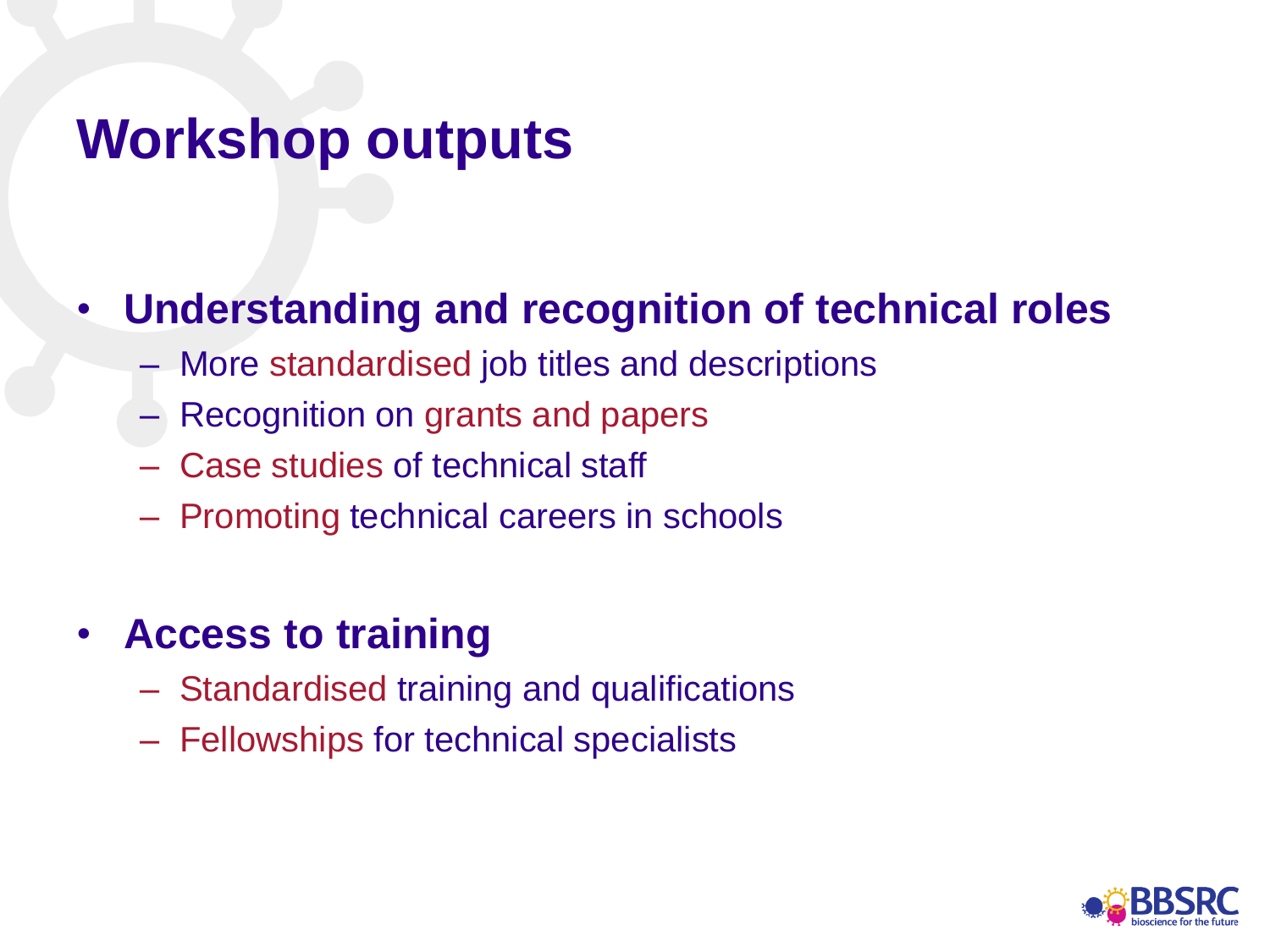# Workshop outputs

- **Understanding and recognition of technical roles**
  - More standardised job titles and descriptions
  - Recognition on grants and papers
  - Case studies of technical staff
  - Promoting technical careers in schools

- **Access to training**
  - Standardised training and qualifications
  - Fellowships for technical specialists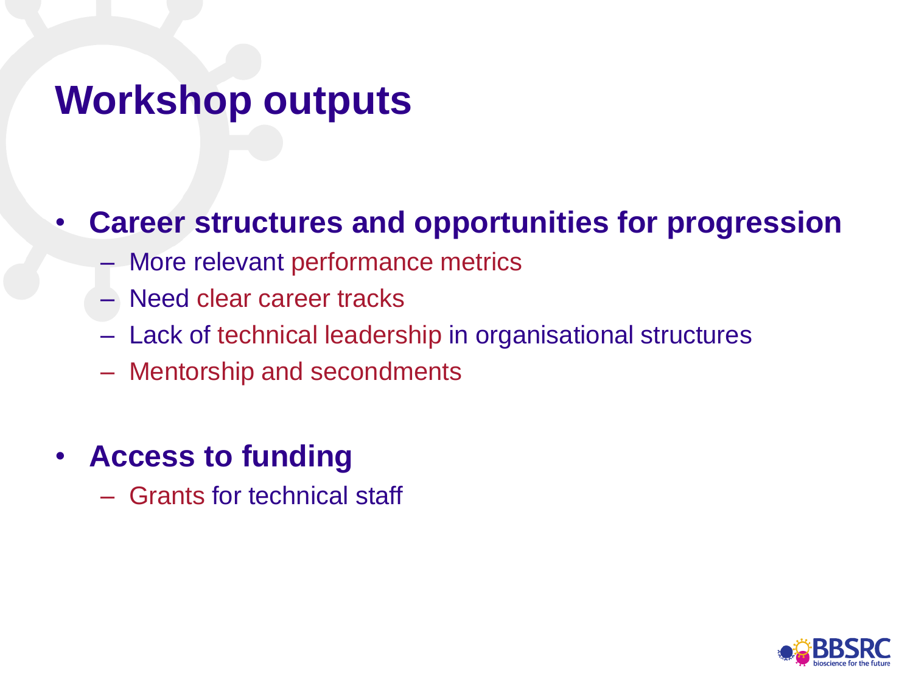# Workshop outputs

- **Career structures and opportunities for progression**
  - More relevant performance metrics
  - Need clear career tracks
  - Lack of technical leadership in organisational structures
  - Mentorship and secondments
- **Access to funding**
  - Grants for technical staff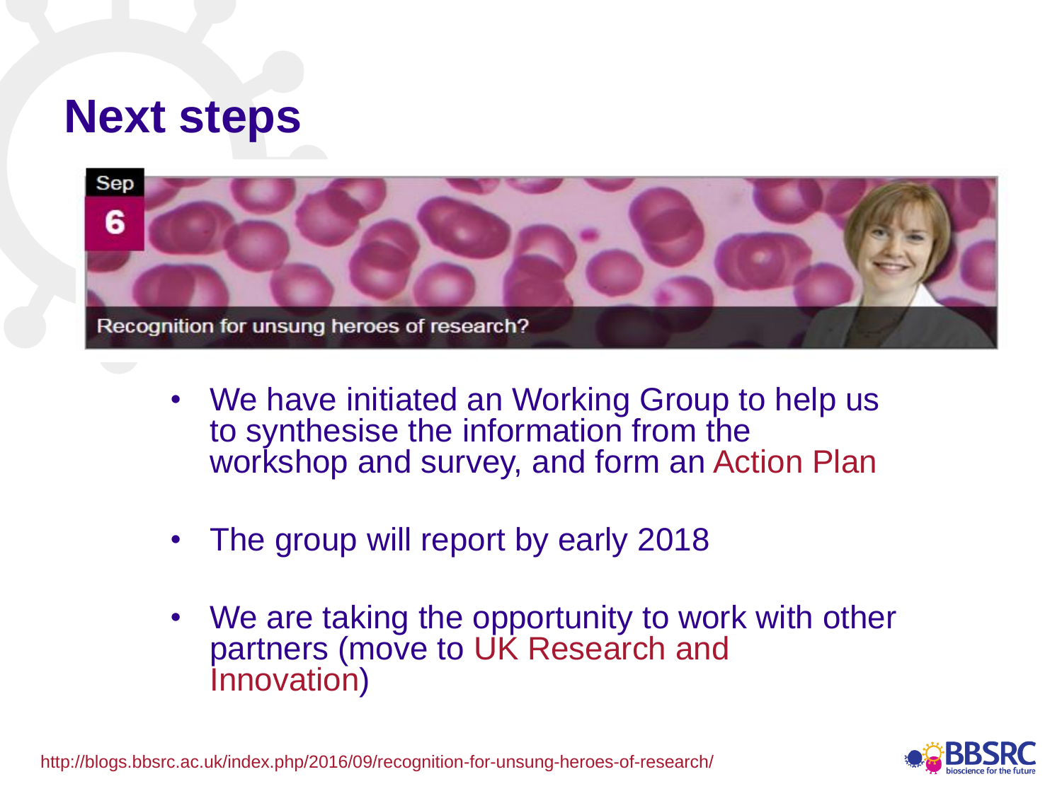# Next steps

Sep
6

Recognition for unsung heroes of research?

- We have initiated an Working Group to help us to synthesise the information from the workshop and survey, and form an Action Plan
- The group will report by early 2018
- We are taking the opportunity to work with other partners (move to UK Research and Innovation)

http://blogs.bbsrc.ac.uk/index.php/2016/09/recognition-for-unsung-heroes-of-research/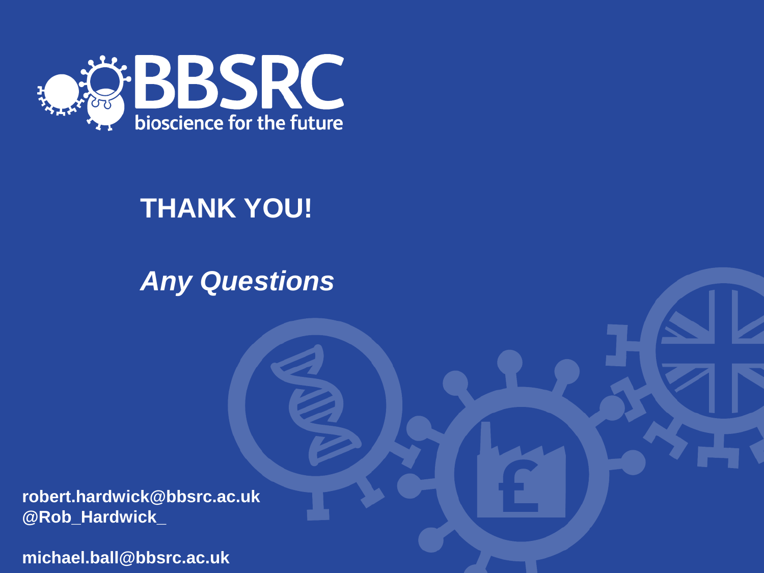BBSRC
bioscience for the future

# THANK YOU!

## *Any Questions*

**robert.hardwick@bbsrc.ac.uk**
**@Rob_Hardwick_**

**michael.ball@bbsrc.ac.uk**